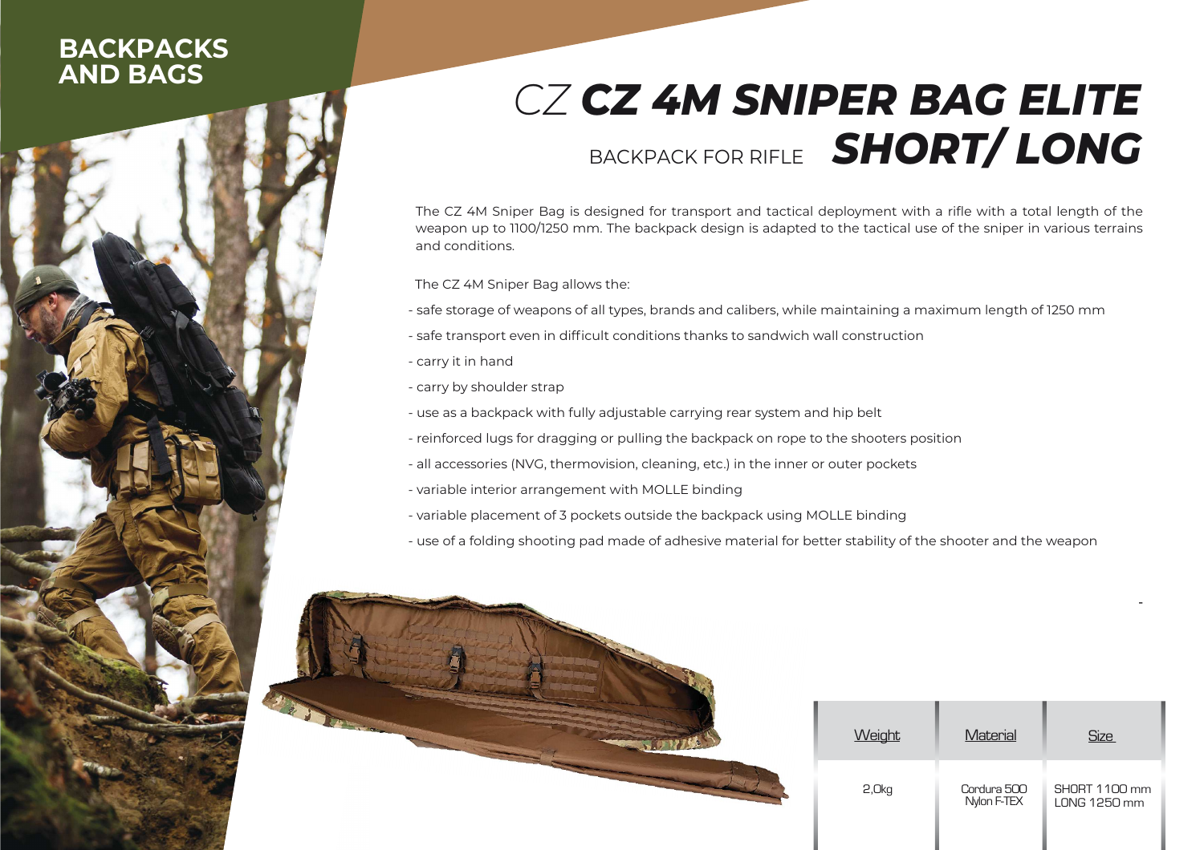BACKPACKS AND BAGS

# *CZ* ***CZ 4M SNIPER BAG ELITE***

## BACKPACK FOR RIFLE ***SHORT/ LONG***

The CZ 4M Sniper Bag is designed for transport and tactical deployment with a rifle with a total length of the weapon up to 1100/1250 mm. The backpack design is adapted to the tactical use of the sniper in various terrains and conditions.

The CZ 4M Sniper Bag allows the:

- safe storage of weapons of all types, brands and calibers, while maintaining a maximum length of 1250 mm
- safe transport even in difficult conditions thanks to sandwich wall construction
- carry it in hand
- carry by shoulder strap
- use as a backpack with fully adjustable carrying rear system and hip belt
- reinforced lugs for dragging or pulling the backpack on rope to the shooters position
- all accessories (NVG, thermovision, cleaning, etc.) in the inner or outer pockets
- variable interior arrangement with MOLLE binding
- variable placement of 3 pockets outside the backpack using MOLLE binding
- use of a folding shooting pad made of adhesive material for better stability of the shooter and the weapon

| Weight | Material | Size |
|---|---|---|
| 2,0kg | Cordura 500 Nylon F-TEX | SHORT 1100 mm LONG 1250 mm |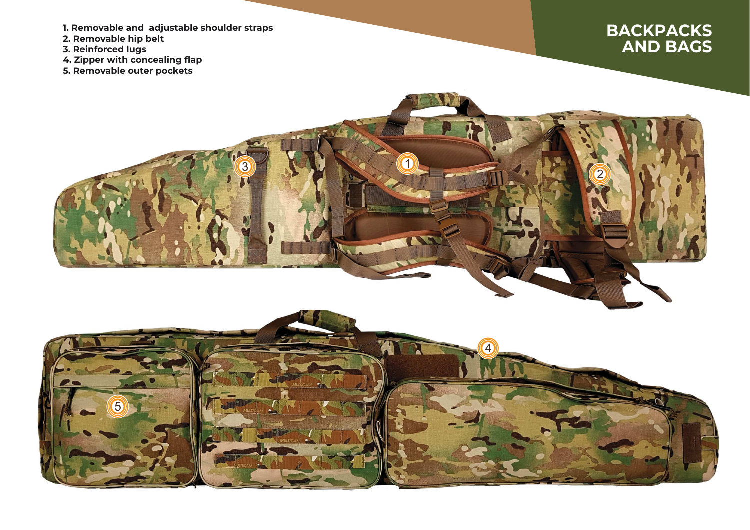# BACKPACKS AND BAGS

1. Removable and adjustable shoulder straps
2. Removable hip belt
3. Reinforced lugs
4. Zipper with concealing flap
5. Removable outer pockets